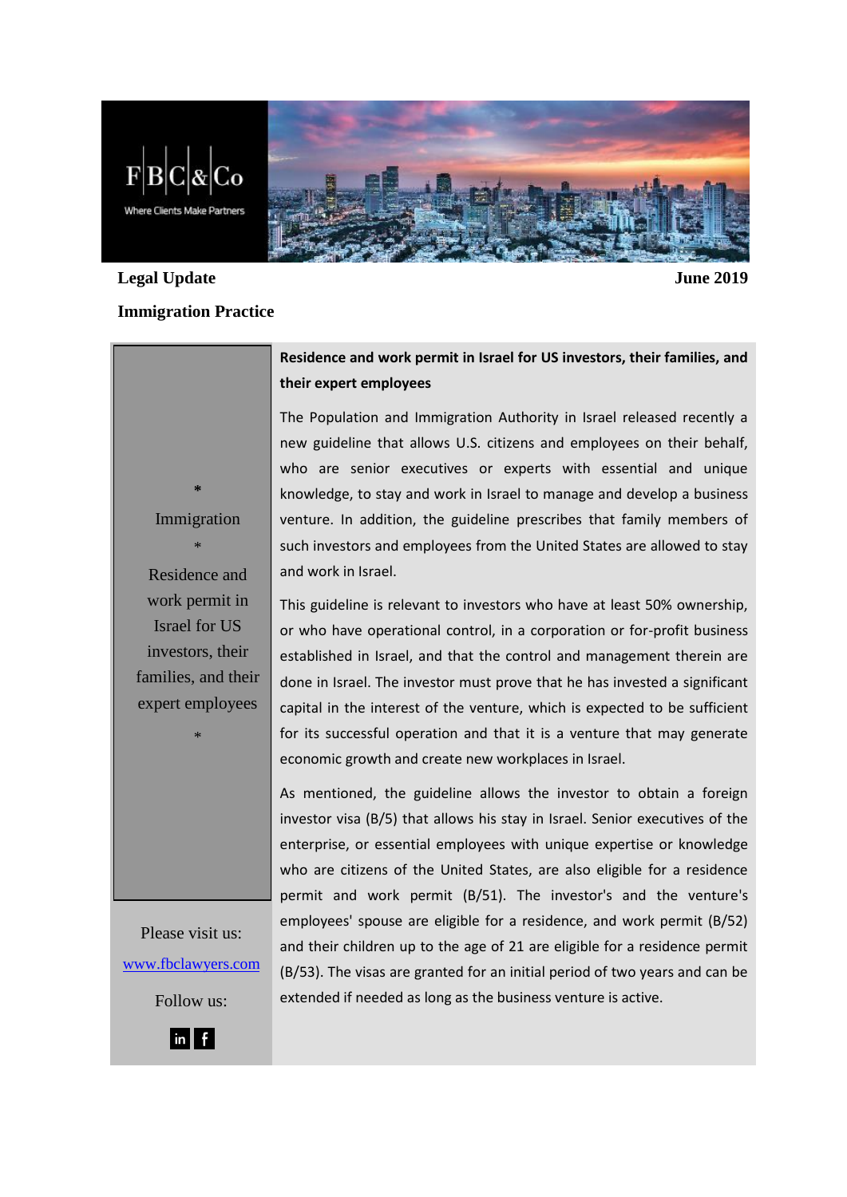F|B|C|&|Co

Where Clients Make Partners

**Legal Update** **June 2019**

**Immigration Practice**

*

Immigration

*

Residence and work permit in Israel for US investors, their families, and their expert employees

*

Please visit us:

[www.fbclawyers.com](http://www.fbclawyers.com)

Follow us:

## Residence and work permit in Israel for US investors, their families, and their expert employees

The Population and Immigration Authority in Israel released recently a new guideline that allows U.S. citizens and employees on their behalf, who are senior executives or experts with essential and unique knowledge, to stay and work in Israel to manage and develop a business venture. In addition, the guideline prescribes that family members of such investors and employees from the United States are allowed to stay and work in Israel.

This guideline is relevant to investors who have at least 50% ownership, or who have operational control, in a corporation or for-profit business established in Israel, and that the control and management therein are done in Israel. The investor must prove that he has invested a significant capital in the interest of the venture, which is expected to be sufficient for its successful operation and that it is a venture that may generate economic growth and create new workplaces in Israel.

As mentioned, the guideline allows the investor to obtain a foreign investor visa (B/5) that allows his stay in Israel. Senior executives of the enterprise, or essential employees with unique expertise or knowledge who are citizens of the United States, are also eligible for a residence permit and work permit (B/51). The investor's and the venture's employees' spouse are eligible for a residence, and work permit (B/52) and their children up to the age of 21 are eligible for a residence permit (B/53). The visas are granted for an initial period of two years and can be extended if needed as long as the business venture is active.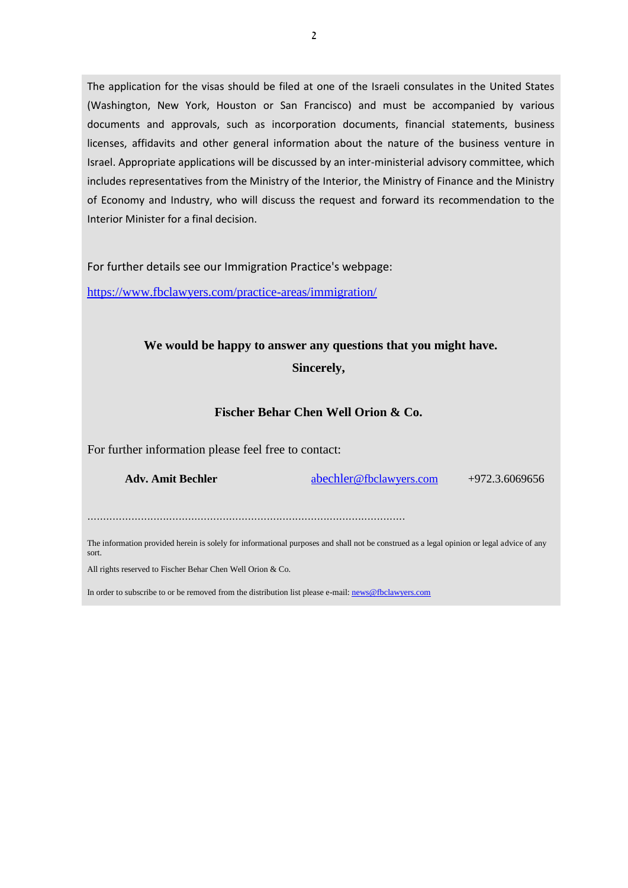The application for the visas should be filed at one of the Israeli consulates in the United States (Washington, New York, Houston or San Francisco) and must be accompanied by various documents and approvals, such as incorporation documents, financial statements, business licenses, affidavits and other general information about the nature of the business venture in Israel. Appropriate applications will be discussed by an inter-ministerial advisory committee, which includes representatives from the Ministry of the Interior, the Ministry of Finance and the Ministry of Economy and Industry, who will discuss the request and forward its recommendation to the Interior Minister for a final decision.

For further details see our Immigration Practice's webpage:

https://www.fbclawyers.com/practice-areas/immigration/

**We would be happy to answer any questions that you might have.**

**Sincerely,**

**Fischer Behar Chen Well Orion & Co.**

For further information please feel free to contact:

**Adv. Amit Bechler** abechler@fbclawyers.com +972.3.6069656

.................................................................................................

The information provided herein is solely for informational purposes and shall not be construed as a legal opinion or legal advice of any sort.

All rights reserved to Fischer Behar Chen Well Orion & Co.

In order to subscribe to or be removed from the distribution list please e-mail: news@fbclawyers.com